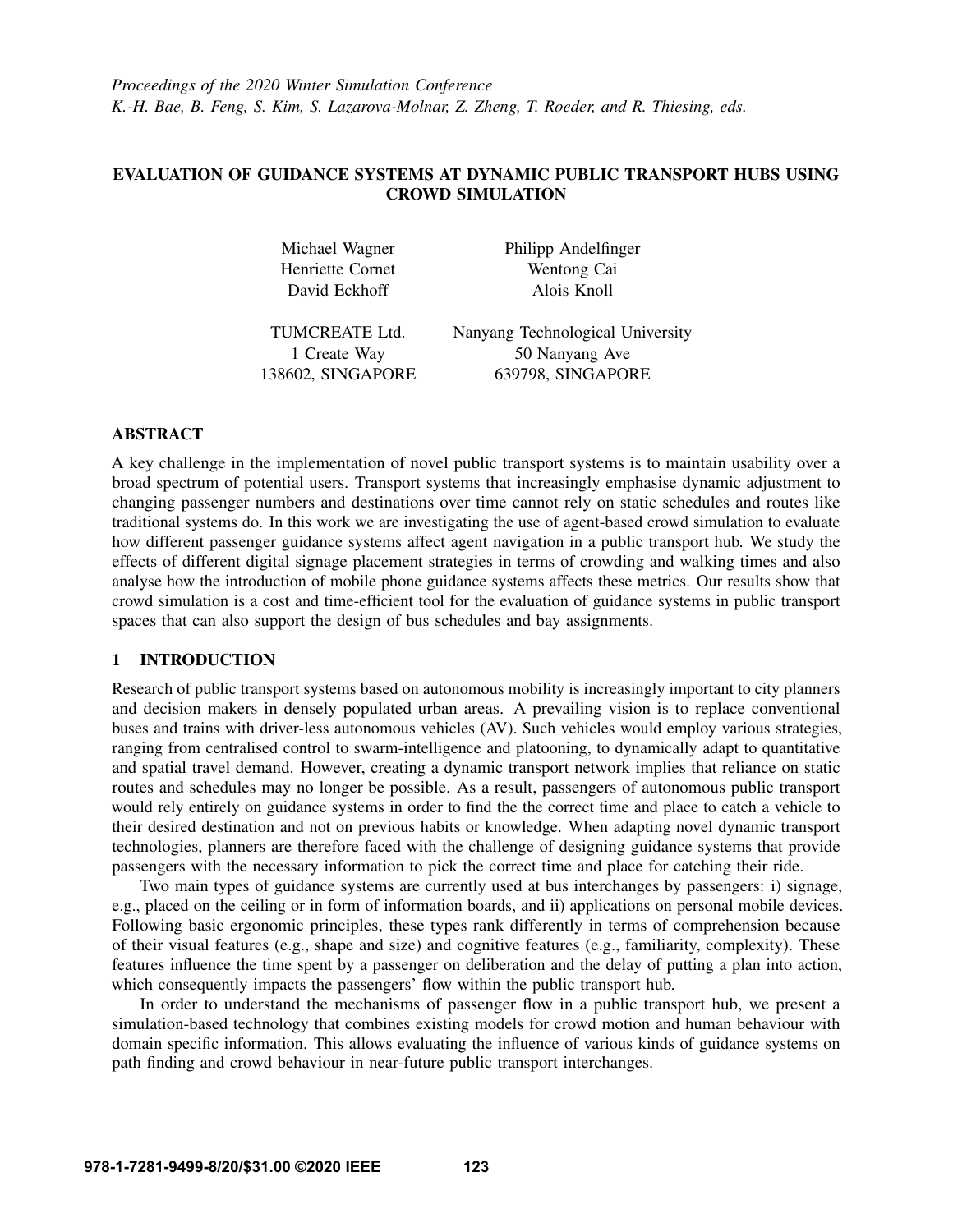*Proceedings of the 2020 Winter Simulation Conference*
*K.-H. Bae, B. Feng, S. Kim, S. Lazarova-Molnar, Z. Zheng, T. Roeder, and R. Thiesing, eds.*

# EVALUATION OF GUIDANCE SYSTEMS AT DYNAMIC PUBLIC TRANSPORT HUBS USING CROWD SIMULATION

Michael Wagner
Henriette Cornet
David Eckhoff

TUMCREATE Ltd.
1 Create Way
138602, SINGAPORE

Philipp Andelfinger
Wentong Cai
Alois Knoll

Nanyang Technological University
50 Nanyang Ave
639798, SINGAPORE

## ABSTRACT

A key challenge in the implementation of novel public transport systems is to maintain usability over a broad spectrum of potential users. Transport systems that increasingly emphasise dynamic adjustment to changing passenger numbers and destinations over time cannot rely on static schedules and routes like traditional systems do. In this work we are investigating the use of agent-based crowd simulation to evaluate how different passenger guidance systems affect agent navigation in a public transport hub. We study the effects of different digital signage placement strategies in terms of crowding and walking times and also analyse how the introduction of mobile phone guidance systems affects these metrics. Our results show that crowd simulation is a cost and time-efficient tool for the evaluation of guidance systems in public transport spaces that can also support the design of bus schedules and bay assignments.

## 1 INTRODUCTION

Research of public transport systems based on autonomous mobility is increasingly important to city planners and decision makers in densely populated urban areas. A prevailing vision is to replace conventional buses and trains with driver-less autonomous vehicles (AV). Such vehicles would employ various strategies, ranging from centralised control to swarm-intelligence and platooning, to dynamically adapt to quantitative and spatial travel demand. However, creating a dynamic transport network implies that reliance on static routes and schedules may no longer be possible. As a result, passengers of autonomous public transport would rely entirely on guidance systems in order to find the the correct time and place to catch a vehicle to their desired destination and not on previous habits or knowledge. When adapting novel dynamic transport technologies, planners are therefore faced with the challenge of designing guidance systems that provide passengers with the necessary information to pick the correct time and place for catching their ride.

Two main types of guidance systems are currently used at bus interchanges by passengers: i) signage, e.g., placed on the ceiling or in form of information boards, and ii) applications on personal mobile devices. Following basic ergonomic principles, these types rank differently in terms of comprehension because of their visual features (e.g., shape and size) and cognitive features (e.g., familiarity, complexity). These features influence the time spent by a passenger on deliberation and the delay of putting a plan into action, which consequently impacts the passengers' flow within the public transport hub.

In order to understand the mechanisms of passenger flow in a public transport hub, we present a simulation-based technology that combines existing models for crowd motion and human behaviour with domain specific information. This allows evaluating the influence of various kinds of guidance systems on path finding and crowd behaviour in near-future public transport interchanges.

978-1-7281-9499-8/20/$31.00 ©2020 IEEE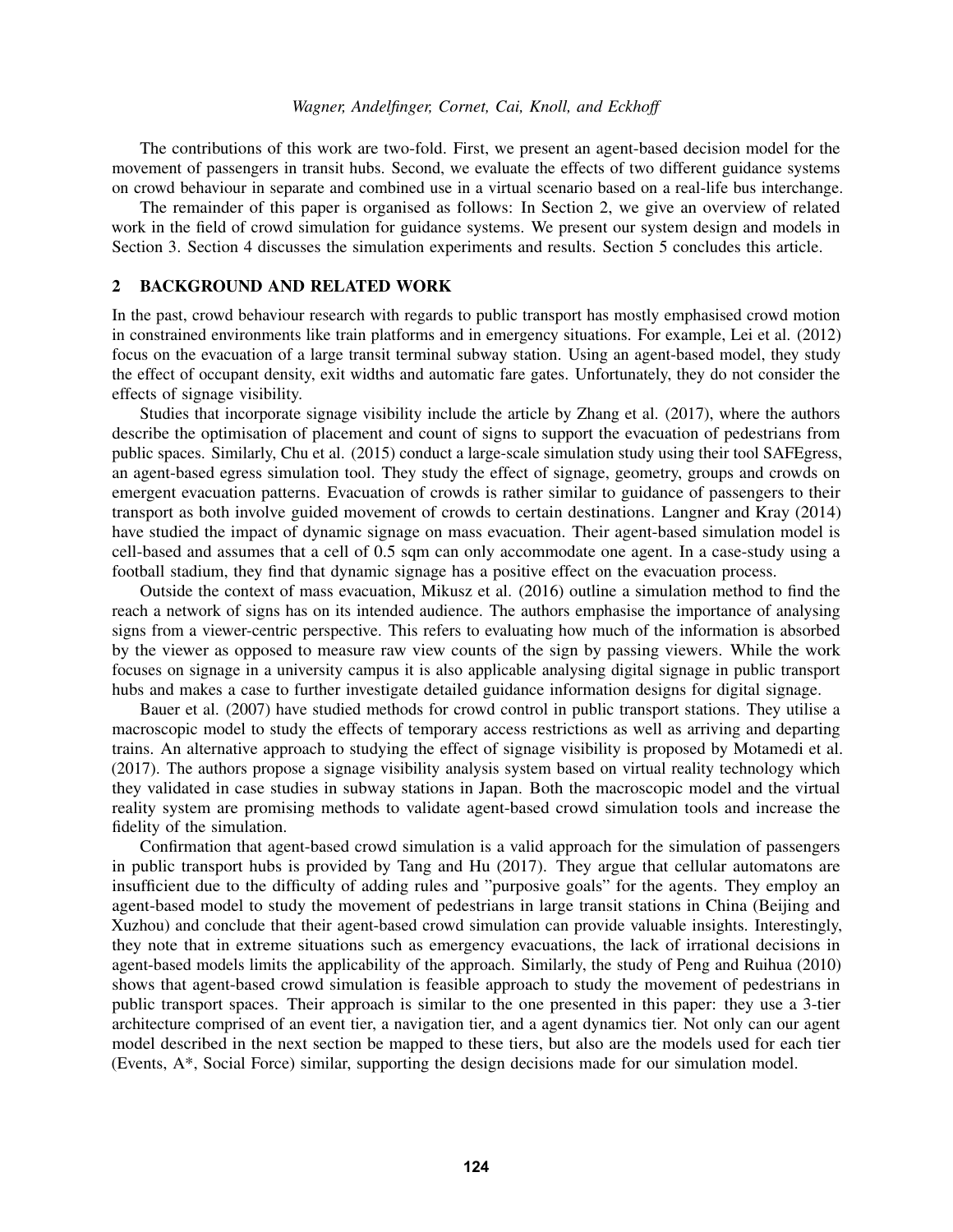The contributions of this work are two-fold. First, we present an agent-based decision model for the movement of passengers in transit hubs. Second, we evaluate the effects of two different guidance systems on crowd behaviour in separate and combined use in a virtual scenario based on a real-life bus interchange.

The remainder of this paper is organised as follows: In Section 2, we give an overview of related work in the field of crowd simulation for guidance systems. We present our system design and models in Section 3. Section 4 discusses the simulation experiments and results. Section 5 concludes this article.

## 2 BACKGROUND AND RELATED WORK

In the past, crowd behaviour research with regards to public transport has mostly emphasised crowd motion in constrained environments like train platforms and in emergency situations. For example, Lei et al. (2012) focus on the evacuation of a large transit terminal subway station. Using an agent-based model, they study the effect of occupant density, exit widths and automatic fare gates. Unfortunately, they do not consider the effects of signage visibility.

Studies that incorporate signage visibility include the article by Zhang et al. (2017), where the authors describe the optimisation of placement and count of signs to support the evacuation of pedestrians from public spaces. Similarly, Chu et al. (2015) conduct a large-scale simulation study using their tool SAFEgress, an agent-based egress simulation tool. They study the effect of signage, geometry, groups and crowds on emergent evacuation patterns. Evacuation of crowds is rather similar to guidance of passengers to their transport as both involve guided movement of crowds to certain destinations. Langner and Kray (2014) have studied the impact of dynamic signage on mass evacuation. Their agent-based simulation model is cell-based and assumes that a cell of 0.5 sqm can only accommodate one agent. In a case-study using a football stadium, they find that dynamic signage has a positive effect on the evacuation process.

Outside the context of mass evacuation, Mikusz et al. (2016) outline a simulation method to find the reach a network of signs has on its intended audience. The authors emphasise the importance of analysing signs from a viewer-centric perspective. This refers to evaluating how much of the information is absorbed by the viewer as opposed to measure raw view counts of the sign by passing viewers. While the work focuses on signage in a university campus it is also applicable analysing digital signage in public transport hubs and makes a case to further investigate detailed guidance information designs for digital signage.

Bauer et al. (2007) have studied methods for crowd control in public transport stations. They utilise a macroscopic model to study the effects of temporary access restrictions as well as arriving and departing trains. An alternative approach to studying the effect of signage visibility is proposed by Motamedi et al. (2017). The authors propose a signage visibility analysis system based on virtual reality technology which they validated in case studies in subway stations in Japan. Both the macroscopic model and the virtual reality system are promising methods to validate agent-based crowd simulation tools and increase the fidelity of the simulation.

Confirmation that agent-based crowd simulation is a valid approach for the simulation of passengers in public transport hubs is provided by Tang and Hu (2017). They argue that cellular automatons are insufficient due to the difficulty of adding rules and "purposive goals" for the agents. They employ an agent-based model to study the movement of pedestrians in large transit stations in China (Beijing and Xuzhou) and conclude that their agent-based crowd simulation can provide valuable insights. Interestingly, they note that in extreme situations such as emergency evacuations, the lack of irrational decisions in agent-based models limits the applicability of the approach. Similarly, the study of Peng and Ruihua (2010) shows that agent-based crowd simulation is feasible approach to study the movement of pedestrians in public transport spaces. Their approach is similar to the one presented in this paper: they use a 3-tier architecture comprised of an event tier, a navigation tier, and a agent dynamics tier. Not only can our agent model described in the next section be mapped to these tiers, but also are the models used for each tier (Events, A*, Social Force) similar, supporting the design decisions made for our simulation model.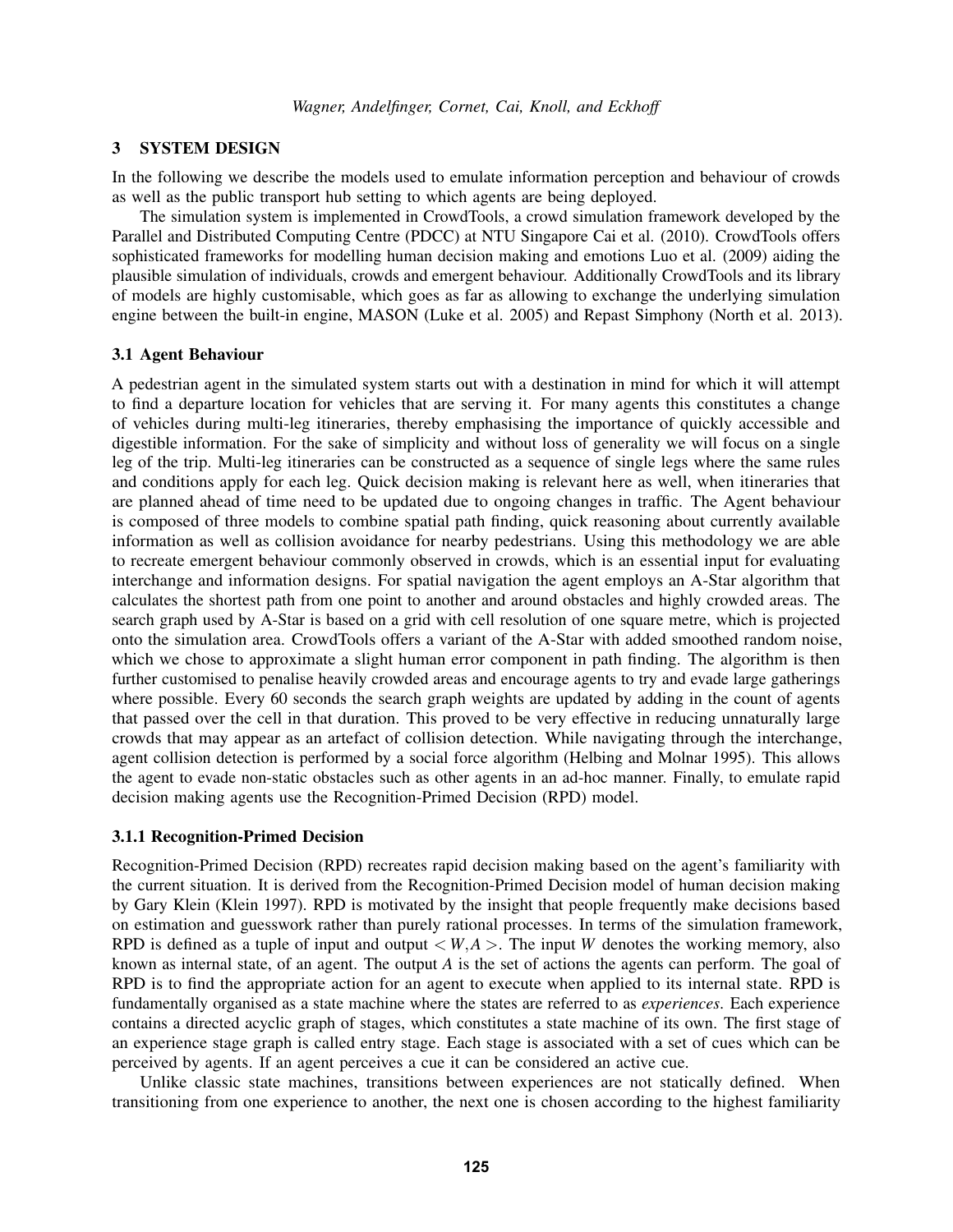## 3 SYSTEM DESIGN

In the following we describe the models used to emulate information perception and behaviour of crowds as well as the public transport hub setting to which agents are being deployed.

The simulation system is implemented in CrowdTools, a crowd simulation framework developed by the Parallel and Distributed Computing Centre (PDCC) at NTU Singapore Cai et al. (2010). CrowdTools offers sophisticated frameworks for modelling human decision making and emotions Luo et al. (2009) aiding the plausible simulation of individuals, crowds and emergent behaviour. Additionally CrowdTools and its library of models are highly customisable, which goes as far as allowing to exchange the underlying simulation engine between the built-in engine, MASON (Luke et al. 2005) and Repast Simphony (North et al. 2013).

### 3.1 Agent Behaviour

A pedestrian agent in the simulated system starts out with a destination in mind for which it will attempt to find a departure location for vehicles that are serving it. For many agents this constitutes a change of vehicles during multi-leg itineraries, thereby emphasising the importance of quickly accessible and digestible information. For the sake of simplicity and without loss of generality we will focus on a single leg of the trip. Multi-leg itineraries can be constructed as a sequence of single legs where the same rules and conditions apply for each leg. Quick decision making is relevant here as well, when itineraries that are planned ahead of time need to be updated due to ongoing changes in traffic. The Agent behaviour is composed of three models to combine spatial path finding, quick reasoning about currently available information as well as collision avoidance for nearby pedestrians. Using this methodology we are able to recreate emergent behaviour commonly observed in crowds, which is an essential input for evaluating interchange and information designs. For spatial navigation the agent employs an A-Star algorithm that calculates the shortest path from one point to another and around obstacles and highly crowded areas. The search graph used by A-Star is based on a grid with cell resolution of one square metre, which is projected onto the simulation area. CrowdTools offers a variant of the A-Star with added smoothed random noise, which we chose to approximate a slight human error component in path finding. The algorithm is then further customised to penalise heavily crowded areas and encourage agents to try and evade large gatherings where possible. Every 60 seconds the search graph weights are updated by adding in the count of agents that passed over the cell in that duration. This proved to be very effective in reducing unnaturally large crowds that may appear as an artefact of collision detection. While navigating through the interchange, agent collision detection is performed by a social force algorithm (Helbing and Molnar 1995). This allows the agent to evade non-static obstacles such as other agents in an ad-hoc manner. Finally, to emulate rapid decision making agents use the Recognition-Primed Decision (RPD) model.

#### 3.1.1 Recognition-Primed Decision

Recognition-Primed Decision (RPD) recreates rapid decision making based on the agent's familiarity with the current situation. It is derived from the Recognition-Primed Decision model of human decision making by Gary Klein (Klein 1997). RPD is motivated by the insight that people frequently make decisions based on estimation and guesswork rather than purely rational processes. In terms of the simulation framework, RPD is defined as a tuple of input and output $< W, A >$. The input $W$ denotes the working memory, also known as internal state, of an agent. The output $A$ is the set of actions the agents can perform. The goal of RPD is to find the appropriate action for an agent to execute when applied to its internal state. RPD is fundamentally organised as a state machine where the states are referred to as *experiences*. Each experience contains a directed acyclic graph of stages, which constitutes a state machine of its own. The first stage of an experience stage graph is called entry stage. Each stage is associated with a set of cues which can be perceived by agents. If an agent perceives a cue it can be considered an active cue.

Unlike classic state machines, transitions between experiences are not statically defined. When transitioning from one experience to another, the next one is chosen according to the highest familiarity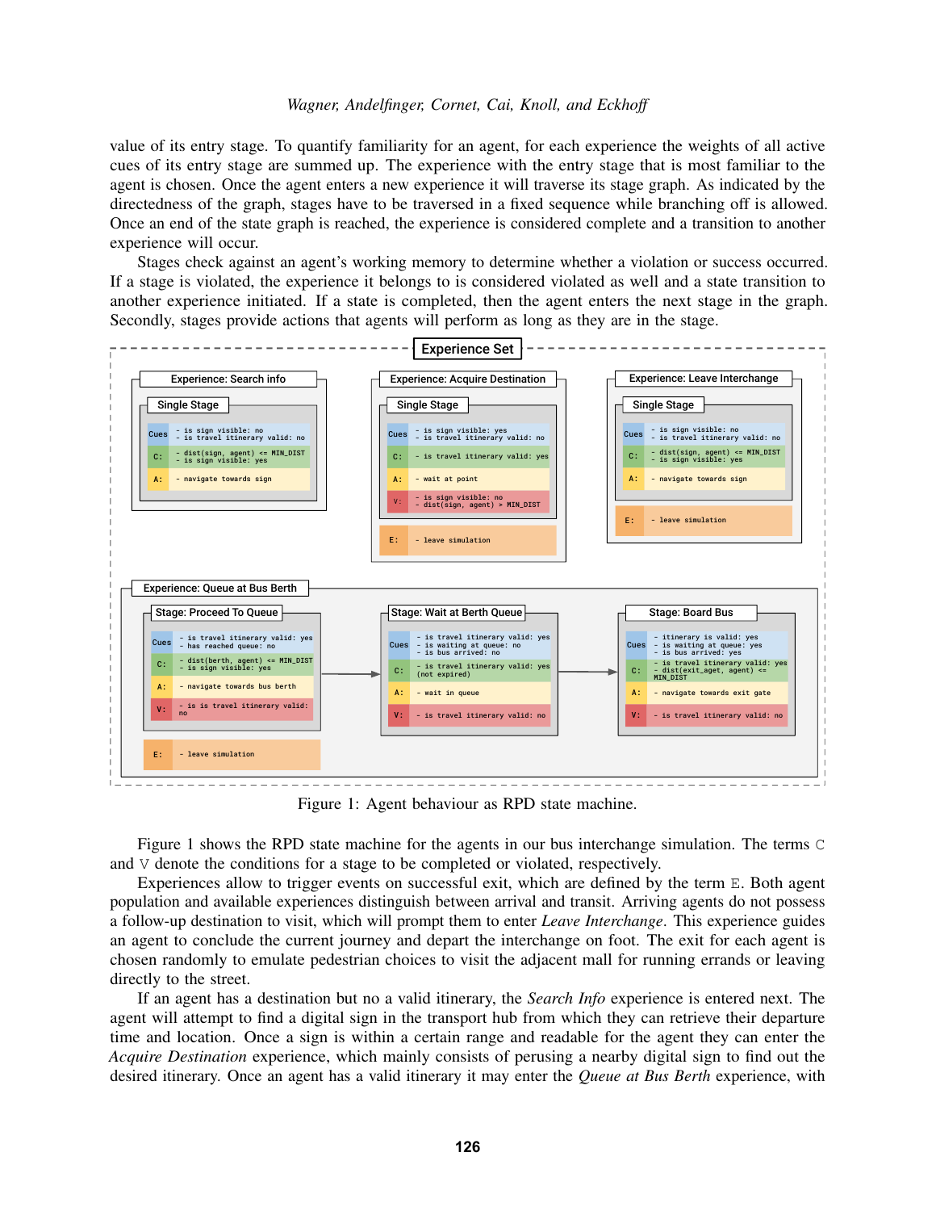value of its entry stage. To quantify familiarity for an agent, for each experience the weights of all active cues of its entry stage are summed up. The experience with the entry stage that is most familiar to the agent is chosen. Once the agent enters a new experience it will traverse its stage graph. As indicated by the directedness of the graph, stages have to be traversed in a fixed sequence while branching off is allowed. Once an end of the state graph is reached, the experience is considered complete and a transition to another experience will occur.

Stages check against an agent's working memory to determine whether a violation or success occurred. If a stage is violated, the experience it belongs to is considered violated as well and a state transition to another experience initiated. If a state is completed, then the agent enters the next stage in the graph. Secondly, stages provide actions that agents will perform as long as they are in the stage.

Figure 1: Agent behaviour as RPD state machine.

Figure 1 shows the RPD state machine for the agents in our bus interchange simulation. The terms `C` and `V` denote the conditions for a stage to be completed or violated, respectively.

Experiences allow to trigger events on successful exit, which are defined by the term `E`. Both agent population and available experiences distinguish between arrival and transit. Arriving agents do not possess a follow-up destination to visit, which will prompt them to enter *Leave Interchange*. This experience guides an agent to conclude the current journey and depart the interchange on foot. The exit for each agent is chosen randomly to emulate pedestrian choices to visit the adjacent mall for running errands or leaving directly to the street.

If an agent has a destination but no a valid itinerary, the *Search Info* experience is entered next. The agent will attempt to find a digital sign in the transport hub from which they can retrieve their departure time and location. Once a sign is within a certain range and readable for the agent they can enter the *Acquire Destination* experience, which mainly consists of perusing a nearby digital sign to find out the desired itinerary. Once an agent has a valid itinerary it may enter the *Queue at Bus Berth* experience, with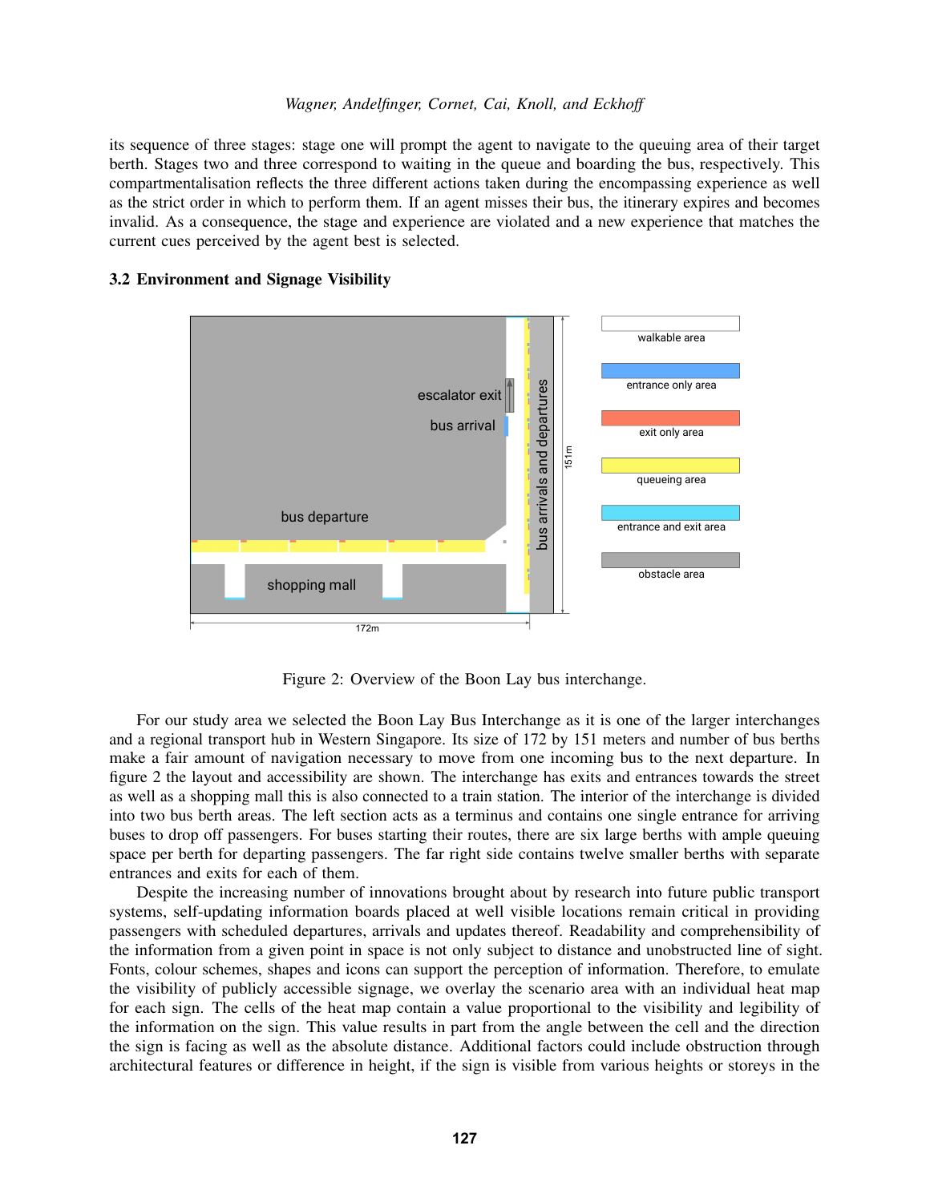its sequence of three stages: stage one will prompt the agent to navigate to the queuing area of their target berth. Stages two and three correspond to waiting in the queue and boarding the bus, respectively. This compartmentalisation reflects the three different actions taken during the encompassing experience as well as the strict order in which to perform them. If an agent misses their bus, the itinerary expires and becomes invalid. As a consequence, the stage and experience are violated and a new experience that matches the current cues perceived by the agent best is selected.

### 3.2 Environment and Signage Visibility

Figure 2: Overview of the Boon Lay bus interchange.

For our study area we selected the Boon Lay Bus Interchange as it is one of the larger interchanges and a regional transport hub in Western Singapore. Its size of 172 by 151 meters and number of bus berths make a fair amount of navigation necessary to move from one incoming bus to the next departure. In figure 2 the layout and accessibility are shown. The interchange has exits and entrances towards the street as well as a shopping mall this is also connected to a train station. The interior of the interchange is divided into two bus berth areas. The left section acts as a terminus and contains one single entrance for arriving buses to drop off passengers. For buses starting their routes, there are six large berths with ample queuing space per berth for departing passengers. The far right side contains twelve smaller berths with separate entrances and exits for each of them.

Despite the increasing number of innovations brought about by research into future public transport systems, self-updating information boards placed at well visible locations remain critical in providing passengers with scheduled departures, arrivals and updates thereof. Readability and comprehensibility of the information from a given point in space is not only subject to distance and unobstructed line of sight. Fonts, colour schemes, shapes and icons can support the perception of information. Therefore, to emulate the visibility of publicly accessible signage, we overlay the scenario area with an individual heat map for each sign. The cells of the heat map contain a value proportional to the visibility and legibility of the information on the sign. This value results in part from the angle between the cell and the direction the sign is facing as well as the absolute distance. Additional factors could include obstruction through architectural features or difference in height, if the sign is visible from various heights or storeys in the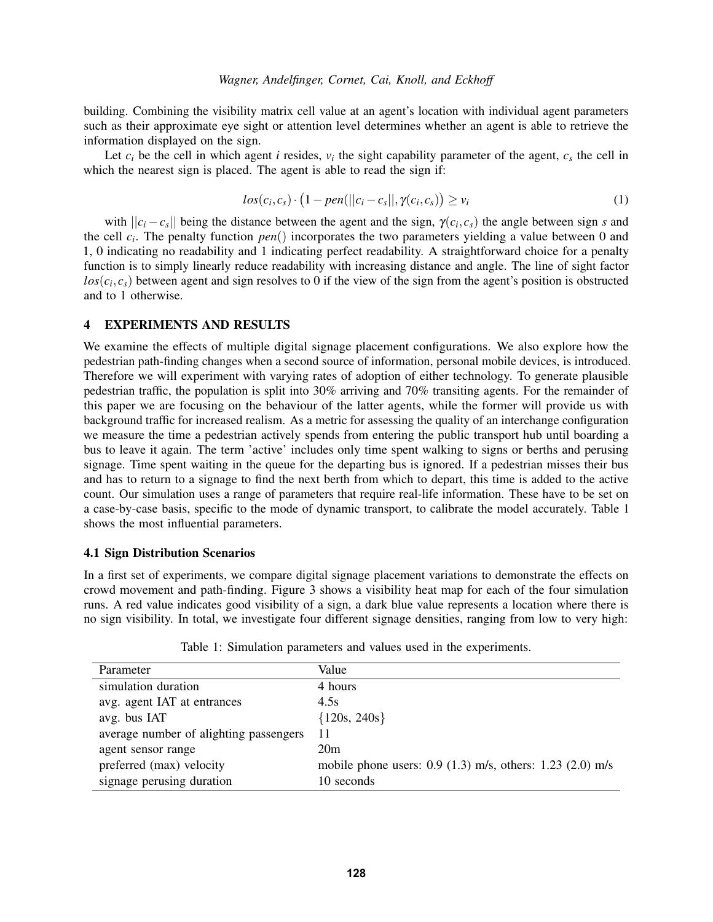building. Combining the visibility matrix cell value at an agent's location with individual agent parameters such as their approximate eye sight or attention level determines whether an agent is able to retrieve the information displayed on the sign.

Let $c_i$ be the cell in which agent $i$ resides, $v_i$ the sight capability parameter of the agent, $c_s$ the cell in which the nearest sign is placed. The agent is able to read the sign if:

$$los(c_i, c_s) \cdot \left(1 - pen(||c_i - c_s||, \gamma(c_i, c_s)\right) \geq v_i \tag{1}$$

with $||c_i - c_s||$ being the distance between the agent and the sign, $\gamma(c_i, c_s)$ the angle between sign $s$ and the cell $c_i$. The penalty function $pen()$ incorporates the two parameters yielding a value between 0 and 1, 0 indicating no readability and 1 indicating perfect readability. A straightforward choice for a penalty function is to simply linearly reduce readability with increasing distance and angle. The line of sight factor $los(c_i, c_s)$ between agent and sign resolves to 0 if the view of the sign from the agent's position is obstructed and to 1 otherwise.

## 4 EXPERIMENTS AND RESULTS

We examine the effects of multiple digital signage placement configurations. We also explore how the pedestrian path-finding changes when a second source of information, personal mobile devices, is introduced. Therefore we will experiment with varying rates of adoption of either technology. To generate plausible pedestrian traffic, the population is split into 30% arriving and 70% transiting agents. For the remainder of this paper we are focusing on the behaviour of the latter agents, while the former will provide us with background traffic for increased realism. As a metric for assessing the quality of an interchange configuration we measure the time a pedestrian actively spends from entering the public transport hub until boarding a bus to leave it again. The term 'active' includes only time spent walking to signs or berths and perusing signage. Time spent waiting in the queue for the departing bus is ignored. If a pedestrian misses their bus and has to return to a signage to find the next berth from which to depart, this time is added to the active count. Our simulation uses a range of parameters that require real-life information. These have to be set on a case-by-case basis, specific to the mode of dynamic transport, to calibrate the model accurately. Table 1 shows the most influential parameters.

### 4.1 Sign Distribution Scenarios

In a first set of experiments, we compare digital signage placement variations to demonstrate the effects on crowd movement and path-finding. Figure 3 shows a visibility heat map for each of the four simulation runs. A red value indicates good visibility of a sign, a dark blue value represents a location where there is no sign visibility. In total, we investigate four different signage densities, ranging from low to very high:

Table 1: Simulation parameters and values used in the experiments.

| Parameter | Value |
|---|---|
| simulation duration | 4 hours |
| avg. agent IAT at entrances | 4.5s |
| avg. bus IAT | {120s, 240s} |
| average number of alighting passengers | 11 |
| agent sensor range | 20m |
| preferred (max) velocity | mobile phone users: 0.9 (1.3) m/s, others: 1.23 (2.0) m/s |
| signage perusing duration | 10 seconds |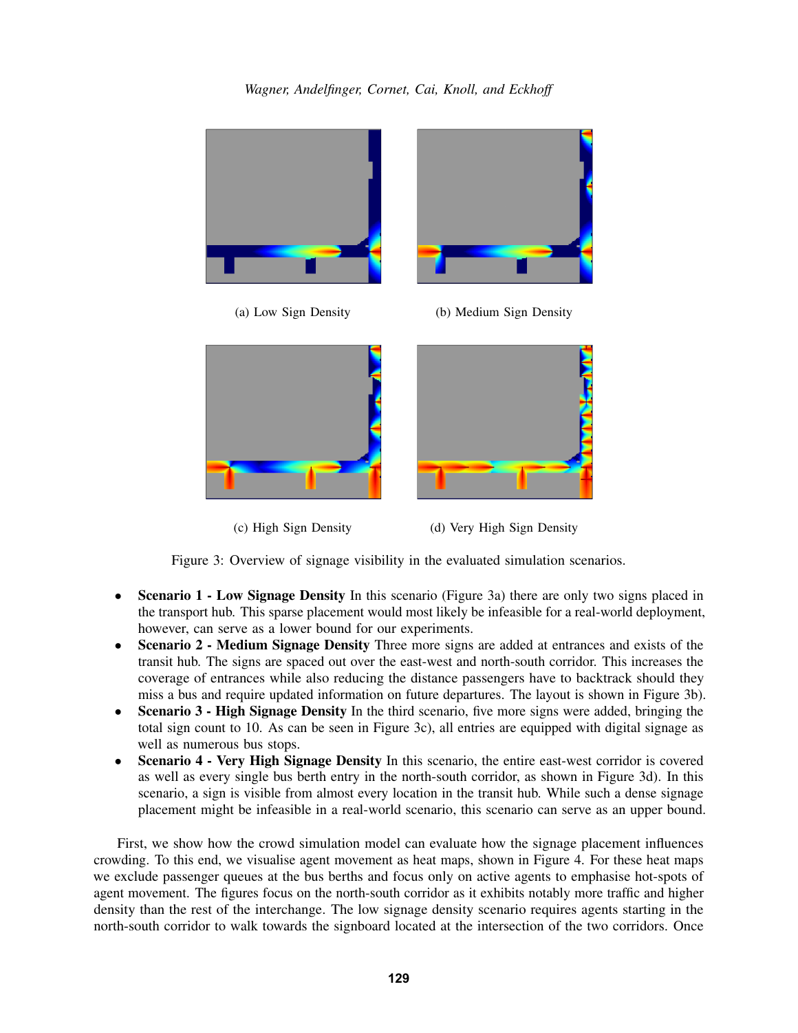(a) Low Sign Density

(b) Medium Sign Density

(c) High Sign Density

(d) Very High Sign Density

Figure 3: Overview of signage visibility in the evaluated simulation scenarios.

- **Scenario 1 - Low Signage Density** In this scenario (Figure 3a) there are only two signs placed in the transport hub. This sparse placement would most likely be infeasible for a real-world deployment, however, can serve as a lower bound for our experiments.
- **Scenario 2 - Medium Signage Density** Three more signs are added at entrances and exists of the transit hub. The signs are spaced out over the east-west and north-south corridor. This increases the coverage of entrances while also reducing the distance passengers have to backtrack should they miss a bus and require updated information on future departures. The layout is shown in Figure 3b).
- **Scenario 3 - High Signage Density** In the third scenario, five more signs were added, bringing the total sign count to 10. As can be seen in Figure 3c), all entries are equipped with digital signage as well as numerous bus stops.
- **Scenario 4 - Very High Signage Density** In this scenario, the entire east-west corridor is covered as well as every single bus berth entry in the north-south corridor, as shown in Figure 3d). In this scenario, a sign is visible from almost every location in the transit hub. While such a dense signage placement might be infeasible in a real-world scenario, this scenario can serve as an upper bound.

First, we show how the crowd simulation model can evaluate how the signage placement influences crowding. To this end, we visualise agent movement as heat maps, shown in Figure 4. For these heat maps we exclude passenger queues at the bus berths and focus only on active agents to emphasise hot-spots of agent movement. The figures focus on the north-south corridor as it exhibits notably more traffic and higher density than the rest of the interchange. The low signage density scenario requires agents starting in the north-south corridor to walk towards the signboard located at the intersection of the two corridors. Once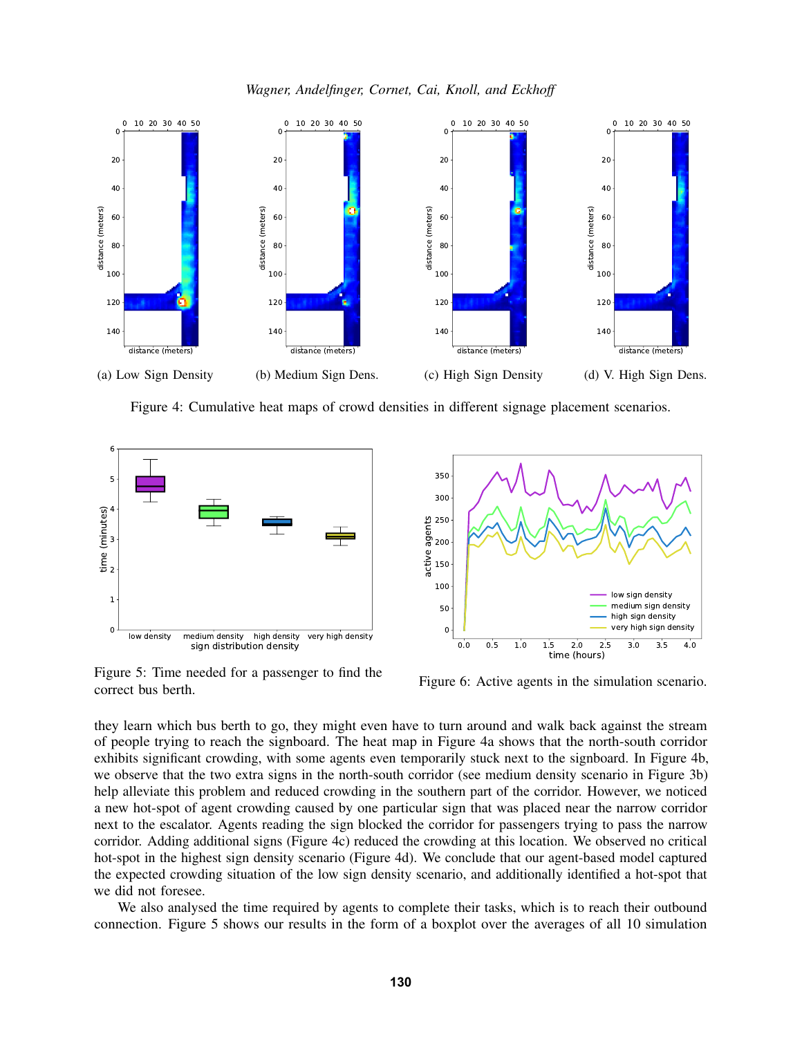(a) Low Sign Density

(b) Medium Sign Dens.

(c) High Sign Density

(d) V. High Sign Dens.

Figure 4: Cumulative heat maps of crowd densities in different signage placement scenarios.

Figure 5: Time needed for a passenger to find the correct bus berth.

Figure 6: Active agents in the simulation scenario.

they learn which bus berth to go, they might even have to turn around and walk back against the stream of people trying to reach the signboard. The heat map in Figure 4a shows that the north-south corridor exhibits significant crowding, with some agents even temporarily stuck next to the signboard. In Figure 4b, we observe that the two extra signs in the north-south corridor (see medium density scenario in Figure 3b) help alleviate this problem and reduced crowding in the southern part of the corridor. However, we noticed a new hot-spot of agent crowding caused by one particular sign that was placed near the narrow corridor next to the escalator. Agents reading the sign blocked the corridor for passengers trying to pass the narrow corridor. Adding additional signs (Figure 4c) reduced the crowding at this location. We observed no critical hot-spot in the highest sign density scenario (Figure 4d). We conclude that our agent-based model captured the expected crowding situation of the low sign density scenario, and additionally identified a hot-spot that we did not foresee.

We also analysed the time required by agents to complete their tasks, which is to reach their outbound connection. Figure 5 shows our results in the form of a boxplot over the averages of all 10 simulation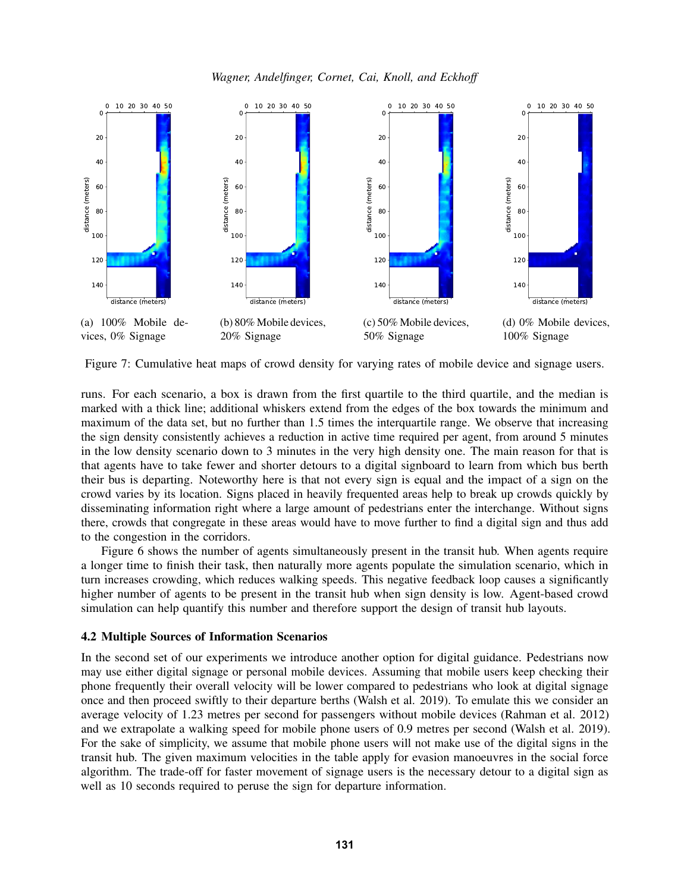(a) 100% Mobile devices, 0% Signage

(b) 80% Mobile devices, 20% Signage

(c) 50% Mobile devices, 50% Signage

(d) 0% Mobile devices, 100% Signage

Figure 7: Cumulative heat maps of crowd density for varying rates of mobile device and signage users.

runs. For each scenario, a box is drawn from the first quartile to the third quartile, and the median is marked with a thick line; additional whiskers extend from the edges of the box towards the minimum and maximum of the data set, but no further than 1.5 times the interquartile range. We observe that increasing the sign density consistently achieves a reduction in active time required per agent, from around 5 minutes in the low density scenario down to 3 minutes in the very high density one. The main reason for that is that agents have to take fewer and shorter detours to a digital signboard to learn from which bus berth their bus is departing. Noteworthy here is that not every sign is equal and the impact of a sign on the crowd varies by its location. Signs placed in heavily frequented areas help to break up crowds quickly by disseminating information right where a large amount of pedestrians enter the interchange. Without signs there, crowds that congregate in these areas would have to move further to find a digital sign and thus add to the congestion in the corridors.

Figure 6 shows the number of agents simultaneously present in the transit hub. When agents require a longer time to finish their task, then naturally more agents populate the simulation scenario, which in turn increases crowding, which reduces walking speeds. This negative feedback loop causes a significantly higher number of agents to be present in the transit hub when sign density is low. Agent-based crowd simulation can help quantify this number and therefore support the design of transit hub layouts.

### 4.2 Multiple Sources of Information Scenarios

In the second set of our experiments we introduce another option for digital guidance. Pedestrians now may use either digital signage or personal mobile devices. Assuming that mobile users keep checking their phone frequently their overall velocity will be lower compared to pedestrians who look at digital signage once and then proceed swiftly to their departure berths (Walsh et al. 2019). To emulate this we consider an average velocity of 1.23 metres per second for passengers without mobile devices (Rahman et al. 2012) and we extrapolate a walking speed for mobile phone users of 0.9 metres per second (Walsh et al. 2019). For the sake of simplicity, we assume that mobile phone users will not make use of the digital signs in the transit hub. The given maximum velocities in the table apply for evasion manoeuvres in the social force algorithm. The trade-off for faster movement of signage users is the necessary detour to a digital sign as well as 10 seconds required to peruse the sign for departure information.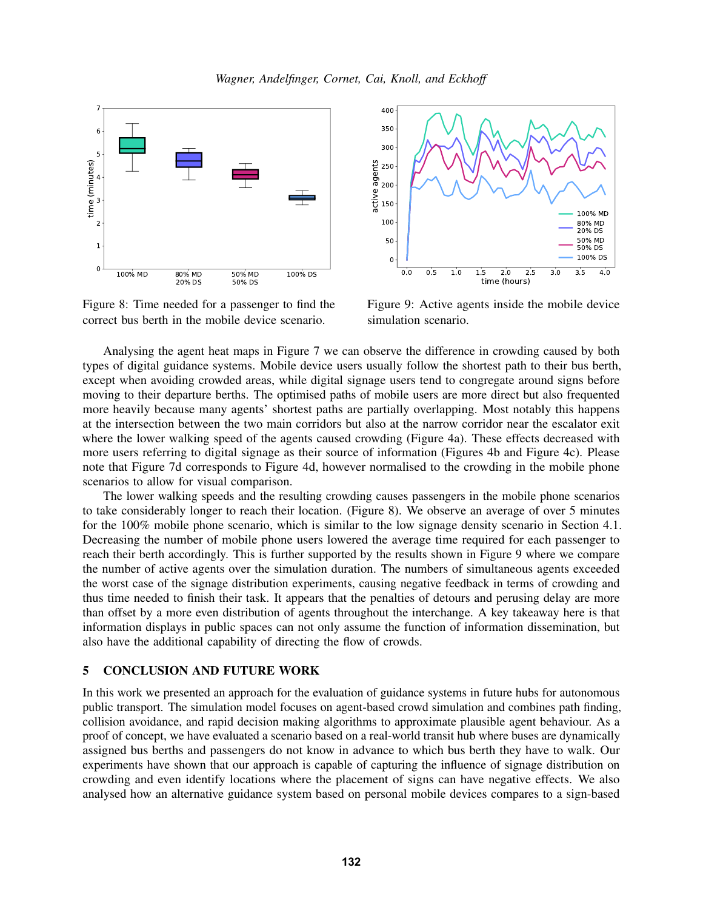Figure 8: Time needed for a passenger to find the correct bus berth in the mobile device scenario.

Figure 9: Active agents inside the mobile device simulation scenario.

Analysing the agent heat maps in Figure 7 we can observe the difference in crowding caused by both types of digital guidance systems. Mobile device users usually follow the shortest path to their bus berth, except when avoiding crowded areas, while digital signage users tend to congregate around signs before moving to their departure berths. The optimised paths of mobile users are more direct but also frequented more heavily because many agents' shortest paths are partially overlapping. Most notably this happens at the intersection between the two main corridors but also at the narrow corridor near the escalator exit where the lower walking speed of the agents caused crowding (Figure 4a). These effects decreased with more users referring to digital signage as their source of information (Figures 4b and Figure 4c). Please note that Figure 7d corresponds to Figure 4d, however normalised to the crowding in the mobile phone scenarios to allow for visual comparison.

The lower walking speeds and the resulting crowding causes passengers in the mobile phone scenarios to take considerably longer to reach their location. (Figure 8). We observe an average of over 5 minutes for the 100% mobile phone scenario, which is similar to the low signage density scenario in Section 4.1. Decreasing the number of mobile phone users lowered the average time required for each passenger to reach their berth accordingly. This is further supported by the results shown in Figure 9 where we compare the number of active agents over the simulation duration. The numbers of simultaneous agents exceeded the worst case of the signage distribution experiments, causing negative feedback in terms of crowding and thus time needed to finish their task. It appears that the penalties of detours and perusing delay are more than offset by a more even distribution of agents throughout the interchange. A key takeaway here is that information displays in public spaces can not only assume the function of information dissemination, but also have the additional capability of directing the flow of crowds.

## 5 CONCLUSION AND FUTURE WORK

In this work we presented an approach for the evaluation of guidance systems in future hubs for autonomous public transport. The simulation model focuses on agent-based crowd simulation and combines path finding, collision avoidance, and rapid decision making algorithms to approximate plausible agent behaviour. As a proof of concept, we have evaluated a scenario based on a real-world transit hub where buses are dynamically assigned bus berths and passengers do not know in advance to which bus berth they have to walk. Our experiments have shown that our approach is capable of capturing the influence of signage distribution on crowding and even identify locations where the placement of signs can have negative effects. We also analysed how an alternative guidance system based on personal mobile devices compares to a sign-based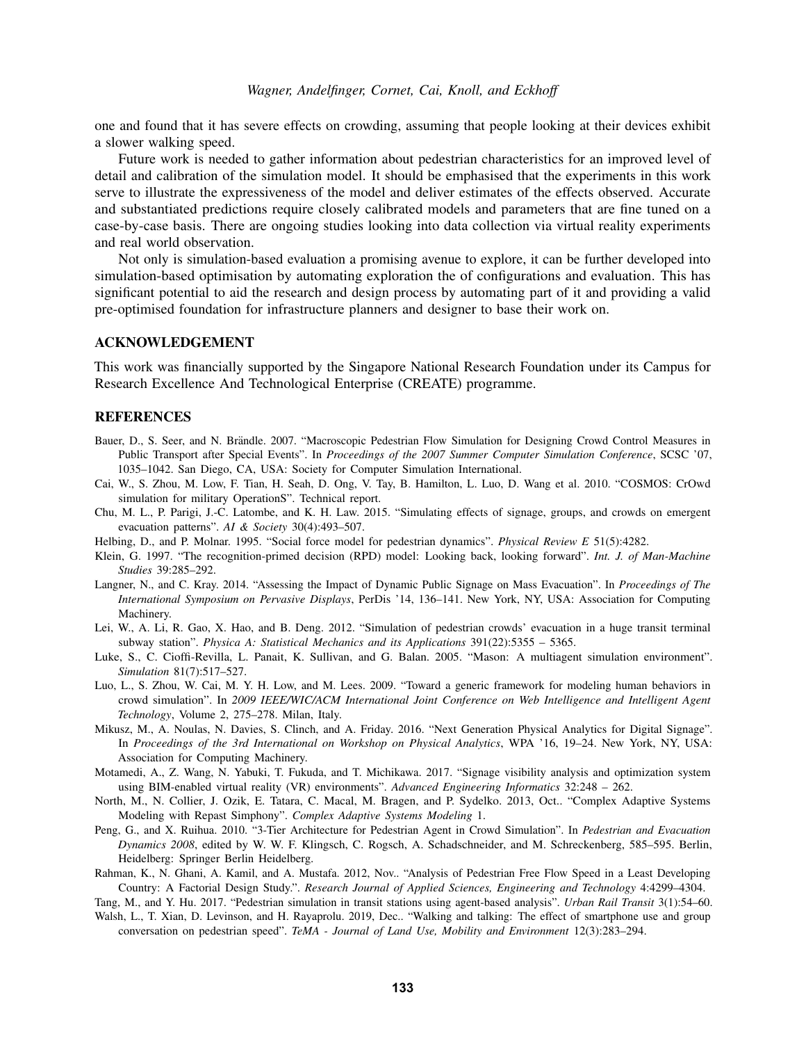one and found that it has severe effects on crowding, assuming that people looking at their devices exhibit a slower walking speed.

Future work is needed to gather information about pedestrian characteristics for an improved level of detail and calibration of the simulation model. It should be emphasised that the experiments in this work serve to illustrate the expressiveness of the model and deliver estimates of the effects observed. Accurate and substantiated predictions require closely calibrated models and parameters that are fine tuned on a case-by-case basis. There are ongoing studies looking into data collection via virtual reality experiments and real world observation.

Not only is simulation-based evaluation a promising avenue to explore, it can be further developed into simulation-based optimisation by automating exploration the of configurations and evaluation. This has significant potential to aid the research and design process by automating part of it and providing a valid pre-optimised foundation for infrastructure planners and designer to base their work on.

## ACKNOWLEDGEMENT

This work was financially supported by the Singapore National Research Foundation under its Campus for Research Excellence And Technological Enterprise (CREATE) programme.

## REFERENCES

Bauer, D., S. Seer, and N. Brändle. 2007. "Macroscopic Pedestrian Flow Simulation for Designing Crowd Control Measures in Public Transport after Special Events". In *Proceedings of the 2007 Summer Computer Simulation Conference*, SCSC '07, 1035–1042. San Diego, CA, USA: Society for Computer Simulation International.

Cai, W., S. Zhou, M. Low, F. Tian, H. Seah, D. Ong, V. Tay, B. Hamilton, L. Luo, D. Wang et al. 2010. "COSMOS: CrOwd simulation for military OperationS". Technical report.

Chu, M. L., P. Parigi, J.-C. Latombe, and K. H. Law. 2015. "Simulating effects of signage, groups, and crowds on emergent evacuation patterns". *AI & Society* 30(4):493–507.

Helbing, D., and P. Molnar. 1995. "Social force model for pedestrian dynamics". *Physical Review E* 51(5):4282.

Klein, G. 1997. "The recognition-primed decision (RPD) model: Looking back, looking forward". *Int. J. of Man-Machine Studies* 39:285–292.

Langner, N., and C. Kray. 2014. "Assessing the Impact of Dynamic Public Signage on Mass Evacuation". In *Proceedings of The International Symposium on Pervasive Displays*, PerDis '14, 136–141. New York, NY, USA: Association for Computing Machinery.

Lei, W., A. Li, R. Gao, X. Hao, and B. Deng. 2012. "Simulation of pedestrian crowds' evacuation in a huge transit terminal subway station". *Physica A: Statistical Mechanics and its Applications* 391(22):5355 – 5365.

Luke, S., C. Cioffi-Revilla, L. Panait, K. Sullivan, and G. Balan. 2005. "Mason: A multiagent simulation environment". *Simulation* 81(7):517–527.

Luo, L., S. Zhou, W. Cai, M. Y. H. Low, and M. Lees. 2009. "Toward a generic framework for modeling human behaviors in crowd simulation". In *2009 IEEE/WIC/ACM International Joint Conference on Web Intelligence and Intelligent Agent Technology*, Volume 2, 275–278. Milan, Italy.

Mikusz, M., A. Noulas, N. Davies, S. Clinch, and A. Friday. 2016. "Next Generation Physical Analytics for Digital Signage". In *Proceedings of the 3rd International on Workshop on Physical Analytics*, WPA '16, 19–24. New York, NY, USA: Association for Computing Machinery.

Motamedi, A., Z. Wang, N. Yabuki, T. Fukuda, and T. Michikawa. 2017. "Signage visibility analysis and optimization system using BIM-enabled virtual reality (VR) environments". *Advanced Engineering Informatics* 32:248 – 262.

North, M., N. Collier, J. Ozik, E. Tatara, C. Macal, M. Bragen, and P. Sydelko. 2013, Oct.. "Complex Adaptive Systems Modeling with Repast Simphony". *Complex Adaptive Systems Modeling* 1.

Peng, G., and X. Ruihua. 2010. "3-Tier Architecture for Pedestrian Agent in Crowd Simulation". In *Pedestrian and Evacuation Dynamics 2008*, edited by W. W. F. Klingsch, C. Rogsch, A. Schadschneider, and M. Schreckenberg, 585–595. Berlin, Heidelberg: Springer Berlin Heidelberg.

Rahman, K., N. Ghani, A. Kamil, and A. Mustafa. 2012, Nov.. "Analysis of Pedestrian Free Flow Speed in a Least Developing Country: A Factorial Design Study.". *Research Journal of Applied Sciences, Engineering and Technology* 4:4299–4304.

Tang, M., and Y. Hu. 2017. "Pedestrian simulation in transit stations using agent-based analysis". *Urban Rail Transit* 3(1):54–60.

Walsh, L., T. Xian, D. Levinson, and H. Rayaprolu. 2019, Dec.. "Walking and talking: The effect of smartphone use and group conversation on pedestrian speed". *TeMA - Journal of Land Use, Mobility and Environment* 12(3):283–294.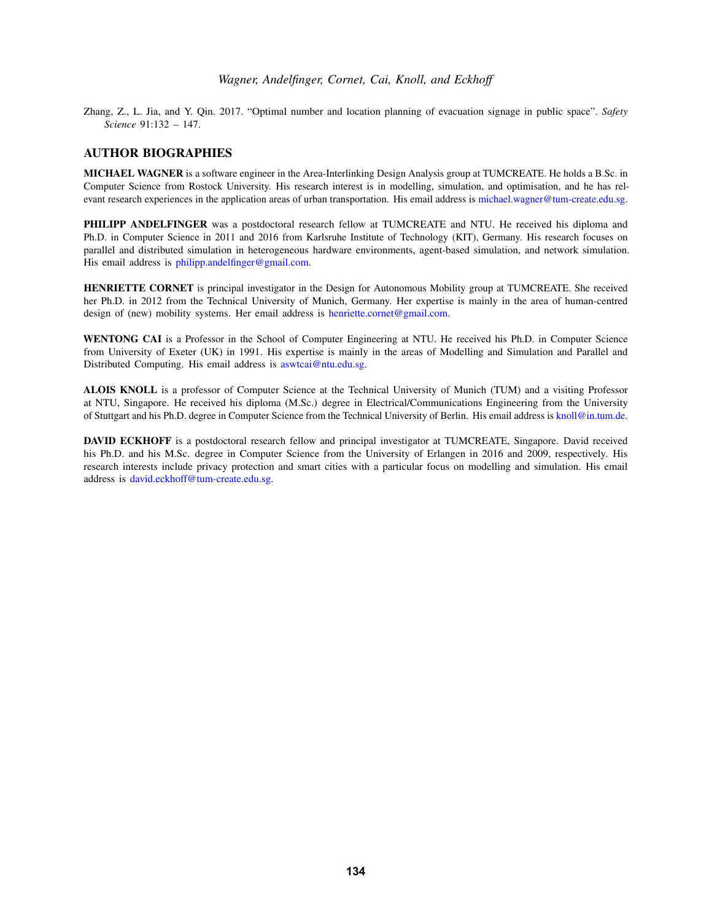Zhang, Z., L. Jia, and Y. Qin. 2017. "Optimal number and location planning of evacuation signage in public space". *Safety Science* 91:132 – 147.

## AUTHOR BIOGRAPHIES

**MICHAEL WAGNER** is a software engineer in the Area-Interlinking Design Analysis group at TUMCREATE. He holds a B.Sc. in Computer Science from Rostock University. His research interest is in modelling, simulation, and optimisation, and he has relevant research experiences in the application areas of urban transportation. His email address is michael.wagner@tum-create.edu.sg.

**PHILIPP ANDELFINGER** was a postdoctoral research fellow at TUMCREATE and NTU. He received his diploma and Ph.D. in Computer Science in 2011 and 2016 from Karlsruhe Institute of Technology (KIT), Germany. His research focuses on parallel and distributed simulation in heterogeneous hardware environments, agent-based simulation, and network simulation. His email address is philipp.andelfinger@gmail.com.

**HENRIETTE CORNET** is principal investigator in the Design for Autonomous Mobility group at TUMCREATE. She received her Ph.D. in 2012 from the Technical University of Munich, Germany. Her expertise is mainly in the area of human-centred design of (new) mobility systems. Her email address is henriette.cornet@gmail.com.

**WENTONG CAI** is a Professor in the School of Computer Engineering at NTU. He received his Ph.D. in Computer Science from University of Exeter (UK) in 1991. His expertise is mainly in the areas of Modelling and Simulation and Parallel and Distributed Computing. His email address is aswtcai@ntu.edu.sg.

**ALOIS KNOLL** is a professor of Computer Science at the Technical University of Munich (TUM) and a visiting Professor at NTU, Singapore. He received his diploma (M.Sc.) degree in Electrical/Communications Engineering from the University of Stuttgart and his Ph.D. degree in Computer Science from the Technical University of Berlin. His email address is knoll@in.tum.de.

**DAVID ECKHOFF** is a postdoctoral research fellow and principal investigator at TUMCREATE, Singapore. David received his Ph.D. and his M.Sc. degree in Computer Science from the University of Erlangen in 2016 and 2009, respectively. His research interests include privacy protection and smart cities with a particular focus on modelling and simulation. His email address is david.eckhoff@tum-create.edu.sg.